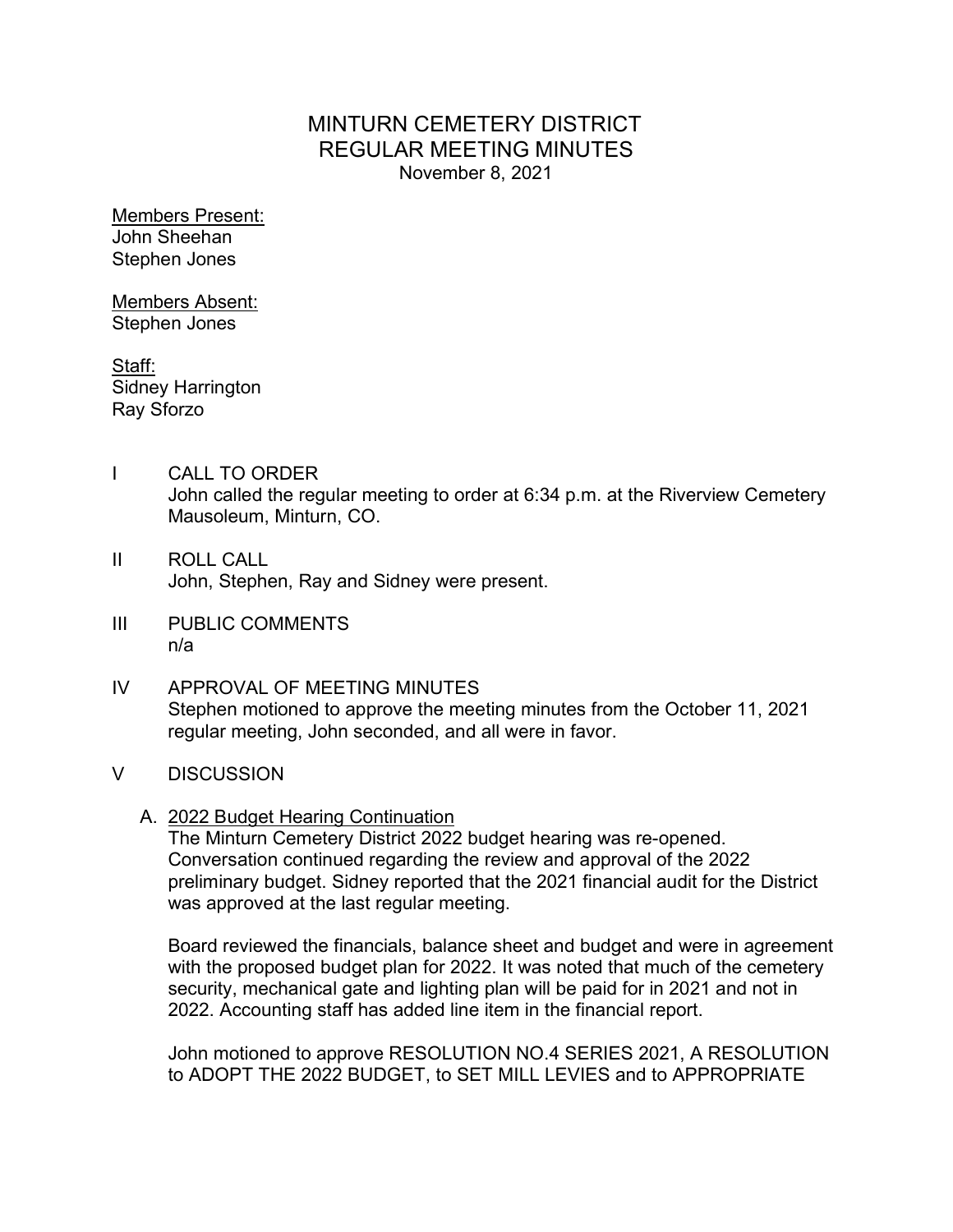# MINTURN CEMETERY DISTRICT
# REGULAR MEETING MINUTES
November 8, 2021

Members Present:
John Sheehan
Stephen Jones

Members Absent:
Stephen Jones

Staff:
Sidney Harrington
Ray Sforzo

I CALL TO ORDER
John called the regular meeting to order at 6:34 p.m. at the Riverview Cemetery Mausoleum, Minturn, CO.

II ROLL CALL
John, Stephen, Ray and Sidney were present.

III PUBLIC COMMENTS
n/a

IV APPROVAL OF MEETING MINUTES
Stephen motioned to approve the meeting minutes from the October 11, 2021 regular meeting, John seconded, and all were in favor.

V DISCUSSION

A. 2022 Budget Hearing Continuation
The Minturn Cemetery District 2022 budget hearing was re-opened. Conversation continued regarding the review and approval of the 2022 preliminary budget. Sidney reported that the 2021 financial audit for the District was approved at the last regular meeting.

Board reviewed the financials, balance sheet and budget and were in agreement with the proposed budget plan for 2022. It was noted that much of the cemetery security, mechanical gate and lighting plan will be paid for in 2021 and not in 2022. Accounting staff has added line item in the financial report.

John motioned to approve RESOLUTION NO.4 SERIES 2021, A RESOLUTION to ADOPT THE 2022 BUDGET, to SET MILL LEVIES and to APPROPRIATE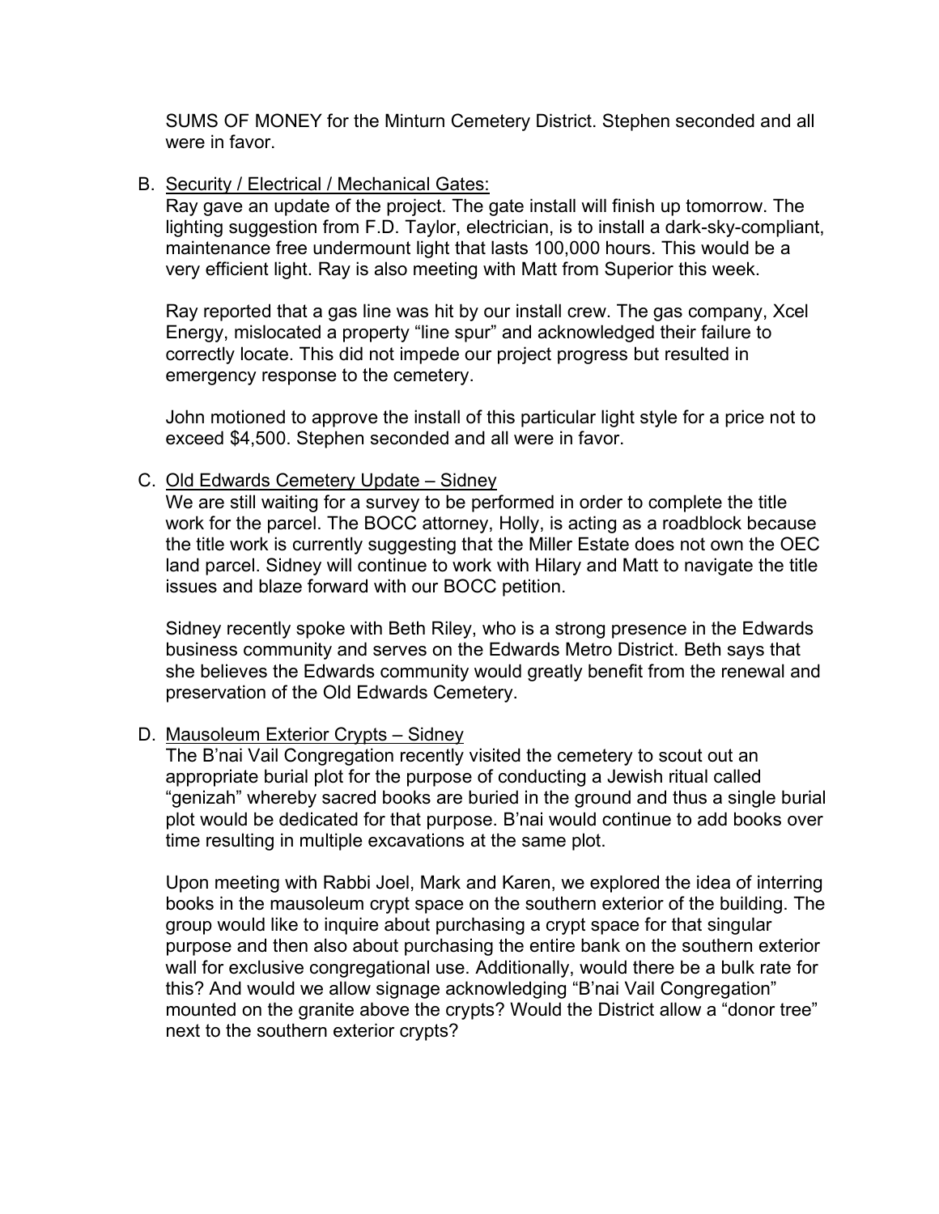SUMS OF MONEY for the Minturn Cemetery District. Stephen seconded and all were in favor.

B. Security / Electrical / Mechanical Gates:

   Ray gave an update of the project. The gate install will finish up tomorrow. The lighting suggestion from F.D. Taylor, electrician, is to install a dark-sky-compliant, maintenance free undermount light that lasts 100,000 hours. This would be a very efficient light. Ray is also meeting with Matt from Superior this week.

   Ray reported that a gas line was hit by our install crew. The gas company, Xcel Energy, mislocated a property "line spur" and acknowledged their failure to correctly locate. This did not impede our project progress but resulted in emergency response to the cemetery.

   John motioned to approve the install of this particular light style for a price not to exceed $4,500. Stephen seconded and all were in favor.

C. Old Edwards Cemetery Update – Sidney

   We are still waiting for a survey to be performed in order to complete the title work for the parcel. The BOCC attorney, Holly, is acting as a roadblock because the title work is currently suggesting that the Miller Estate does not own the OEC land parcel. Sidney will continue to work with Hilary and Matt to navigate the title issues and blaze forward with our BOCC petition.

   Sidney recently spoke with Beth Riley, who is a strong presence in the Edwards business community and serves on the Edwards Metro District. Beth says that she believes the Edwards community would greatly benefit from the renewal and preservation of the Old Edwards Cemetery.

D. Mausoleum Exterior Crypts – Sidney

   The B'nai Vail Congregation recently visited the cemetery to scout out an appropriate burial plot for the purpose of conducting a Jewish ritual called "genizah" whereby sacred books are buried in the ground and thus a single burial plot would be dedicated for that purpose. B'nai would continue to add books over time resulting in multiple excavations at the same plot.

   Upon meeting with Rabbi Joel, Mark and Karen, we explored the idea of interring books in the mausoleum crypt space on the southern exterior of the building. The group would like to inquire about purchasing a crypt space for that singular purpose and then also about purchasing the entire bank on the southern exterior wall for exclusive congregational use. Additionally, would there be a bulk rate for this? And would we allow signage acknowledging "B'nai Vail Congregation" mounted on the granite above the crypts? Would the District allow a "donor tree" next to the southern exterior crypts?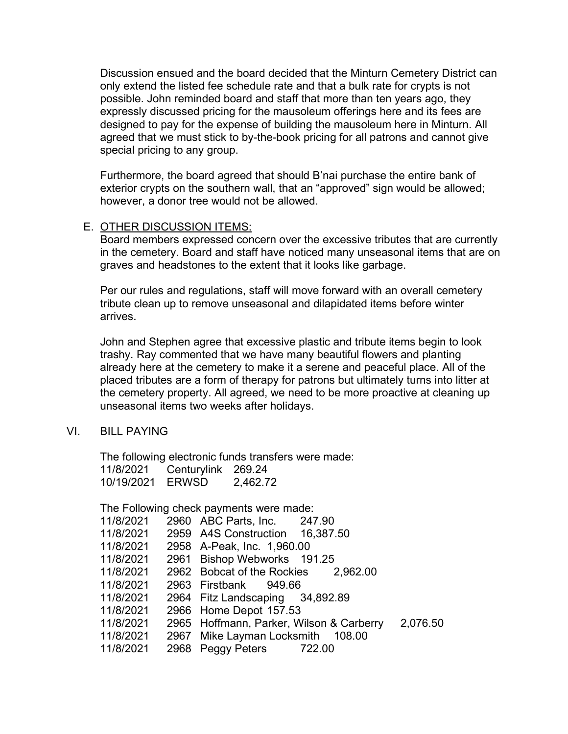Discussion ensued and the board decided that the Minturn Cemetery District can only extend the listed fee schedule rate and that a bulk rate for crypts is not possible. John reminded board and staff that more than ten years ago, they expressly discussed pricing for the mausoleum offerings here and its fees are designed to pay for the expense of building the mausoleum here in Minturn. All agreed that we must stick to by-the-book pricing for all patrons and cannot give special pricing to any group.

Furthermore, the board agreed that should B'nai purchase the entire bank of exterior crypts on the southern wall, that an "approved" sign would be allowed; however, a donor tree would not be allowed.

E. OTHER DISCUSSION ITEMS:

Board members expressed concern over the excessive tributes that are currently in the cemetery. Board and staff have noticed many unseasonal items that are on graves and headstones to the extent that it looks like garbage.

Per our rules and regulations, staff will move forward with an overall cemetery tribute clean up to remove unseasonal and dilapidated items before winter arrives.

John and Stephen agree that excessive plastic and tribute items begin to look trashy. Ray commented that we have many beautiful flowers and planting already here at the cemetery to make it a serene and peaceful place. All of the placed tributes are a form of therapy for patrons but ultimately turns into litter at the cemetery property. All agreed, we need to be more proactive at cleaning up unseasonal items two weeks after holidays.

## VI. BILL PAYING

The following electronic funds transfers were made:

| | | |
|---|---|---|
| 11/8/2021 | Centurylink | 269.24 |
| 10/19/2021 | ERWSD | 2,462.72 |

The Following check payments were made:

| | | | |
|---|---|---|---|
| 11/8/2021 | 2960 | ABC Parts, Inc. | 247.90 |
| 11/8/2021 | 2959 | A4S Construction | 16,387.50 |
| 11/8/2021 | 2958 | A-Peak, Inc. | 1,960.00 |
| 11/8/2021 | 2961 | Bishop Webworks | 191.25 |
| 11/8/2021 | 2962 | Bobcat of the Rockies | 2,962.00 |
| 11/8/2021 | 2963 | Firstbank | 949.66 |
| 11/8/2021 | 2964 | Fitz Landscaping | 34,892.89 |
| 11/8/2021 | 2966 | Home Depot | 157.53 |
| 11/8/2021 | 2965 | Hoffmann, Parker, Wilson & Carberry | 2,076.50 |
| 11/8/2021 | 2967 | Mike Layman Locksmith | 108.00 |
| 11/8/2021 | 2968 | Peggy Peters | 722.00 |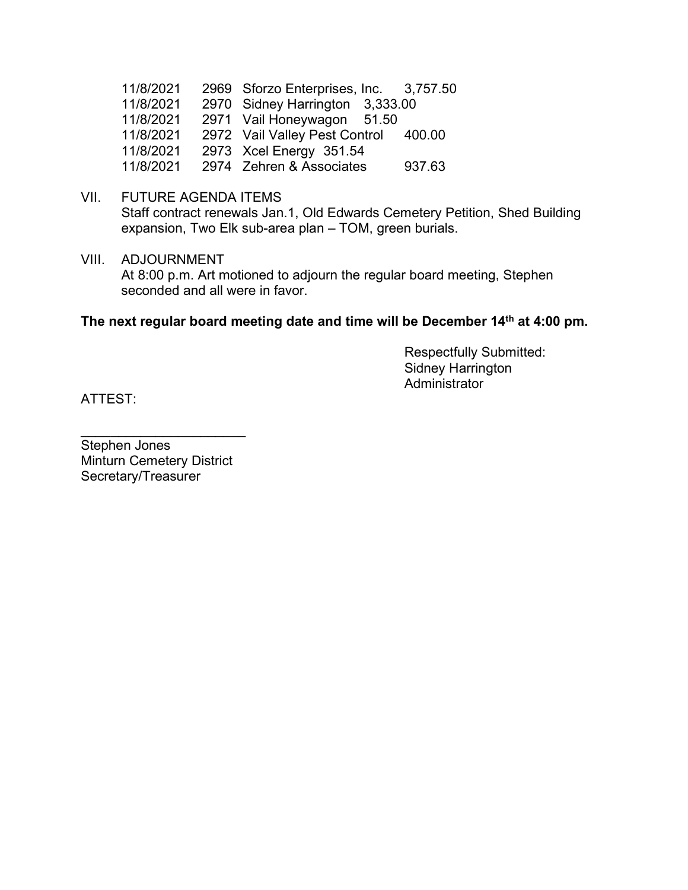| | | | |
|---|---|---|---|
| 11/8/2021 | 2969 | Sforzo Enterprises, Inc. | 3,757.50 |
| 11/8/2021 | 2970 | Sidney Harrington | 3,333.00 |
| 11/8/2021 | 2971 | Vail Honeywagon | 51.50 |
| 11/8/2021 | 2972 | Vail Valley Pest Control | 400.00 |
| 11/8/2021 | 2973 | Xcel Energy | 351.54 |
| 11/8/2021 | 2974 | Zehren & Associates | 937.63 |

VII. FUTURE AGENDA ITEMS
Staff contract renewals Jan.1, Old Edwards Cemetery Petition, Shed Building expansion, Two Elk sub-area plan – TOM, green burials.

VIII. ADJOURNMENT
At 8:00 p.m. Art motioned to adjourn the regular board meeting, Stephen seconded and all were in favor.

**The next regular board meeting date and time will be December 14th at 4:00 pm.**

Respectfully Submitted:
Sidney Harrington
Administrator

ATTEST:

_______________________
Stephen Jones
Minturn Cemetery District
Secretary/Treasurer